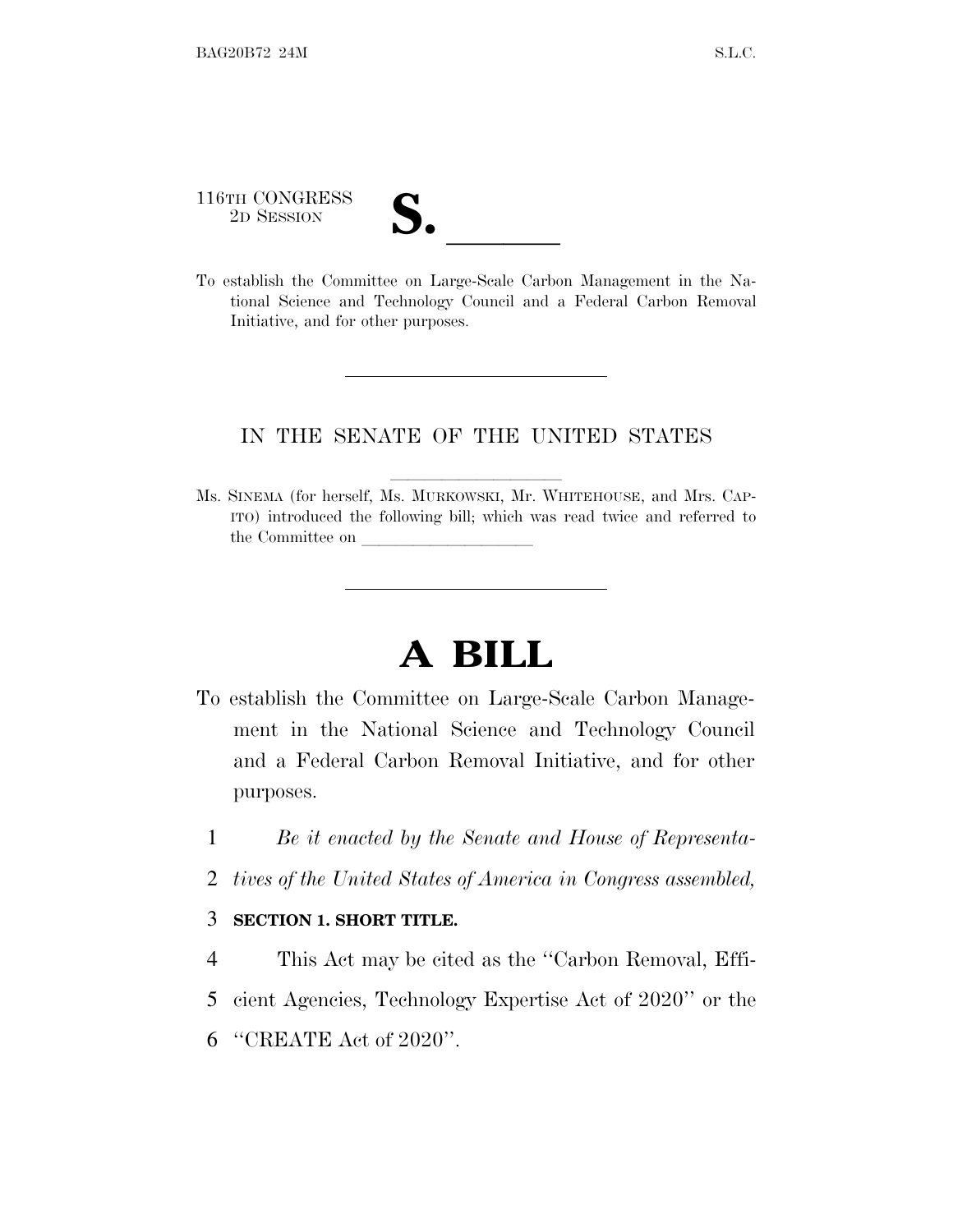116TH CONGRESS
2D SESSION

# S. ______

To establish the Committee on Large-Scale Carbon Management in the National Science and Technology Council and a Federal Carbon Removal Initiative, and for other purposes.

---

IN THE SENATE OF THE UNITED STATES

Ms. SINEMA (for herself, Ms. MURKOWSKI, Mr. WHITEHOUSE, and Mrs. CAPITO) introduced the following bill; which was read twice and referred to the Committee on ______________

---

# A BILL

To establish the Committee on Large-Scale Carbon Management in the National Science and Technology Council and a Federal Carbon Removal Initiative, and for other purposes.

1 *Be it enacted by the Senate and House of Representa-*
2 *tives of the United States of America in Congress assembled,*

3 **SECTION 1. SHORT TITLE.**

4 This Act may be cited as the ''Carbon Removal, Effi-
5 cient Agencies, Technology Expertise Act of 2020'' or the
6 ''CREATE Act of 2020''.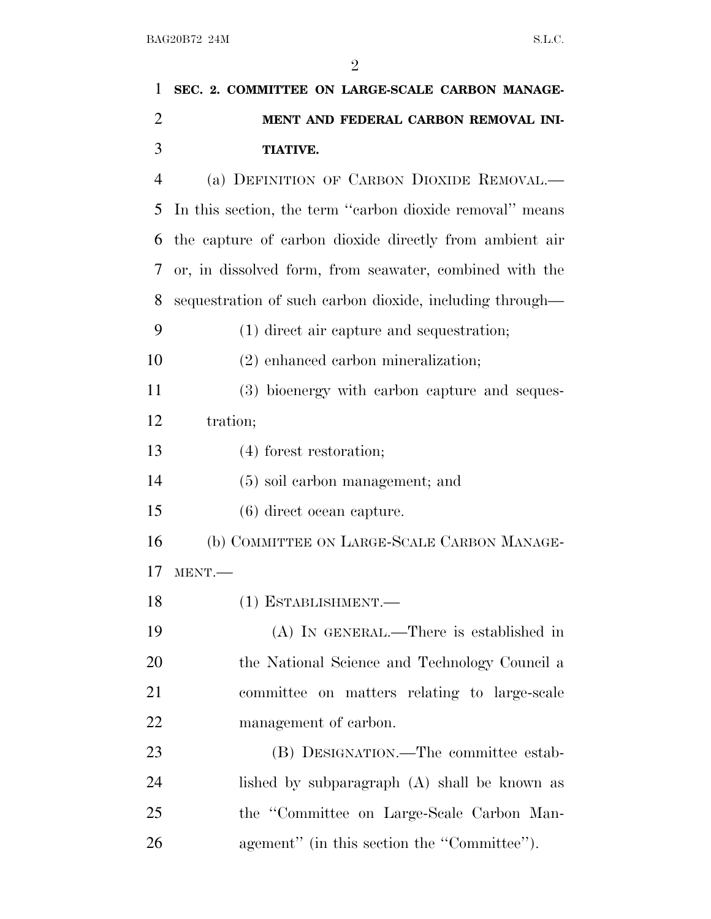**SEC. 2. COMMITTEE ON LARGE-SCALE CARBON MANAGEMENT AND FEDERAL CARBON REMOVAL INITIATIVE.**

(a) DEFINITION OF CARBON DIOXIDE REMOVAL.—In this section, the term ''carbon dioxide removal'' means the capture of carbon dioxide directly from ambient air or, in dissolved form, from seawater, combined with the sequestration of such carbon dioxide, including through—

(1) direct air capture and sequestration;

(2) enhanced carbon mineralization;

(3) bioenergy with carbon capture and sequestration;

(4) forest restoration;

(5) soil carbon management; and

(6) direct ocean capture.

(b) COMMITTEE ON LARGE-SCALE CARBON MANAGEMENT.—

(1) ESTABLISHMENT.—

(A) IN GENERAL.—There is established in the National Science and Technology Council a committee on matters relating to large-scale management of carbon.

(B) DESIGNATION.—The committee established by subparagraph (A) shall be known as the ''Committee on Large-Scale Carbon Management'' (in this section the ''Committee'').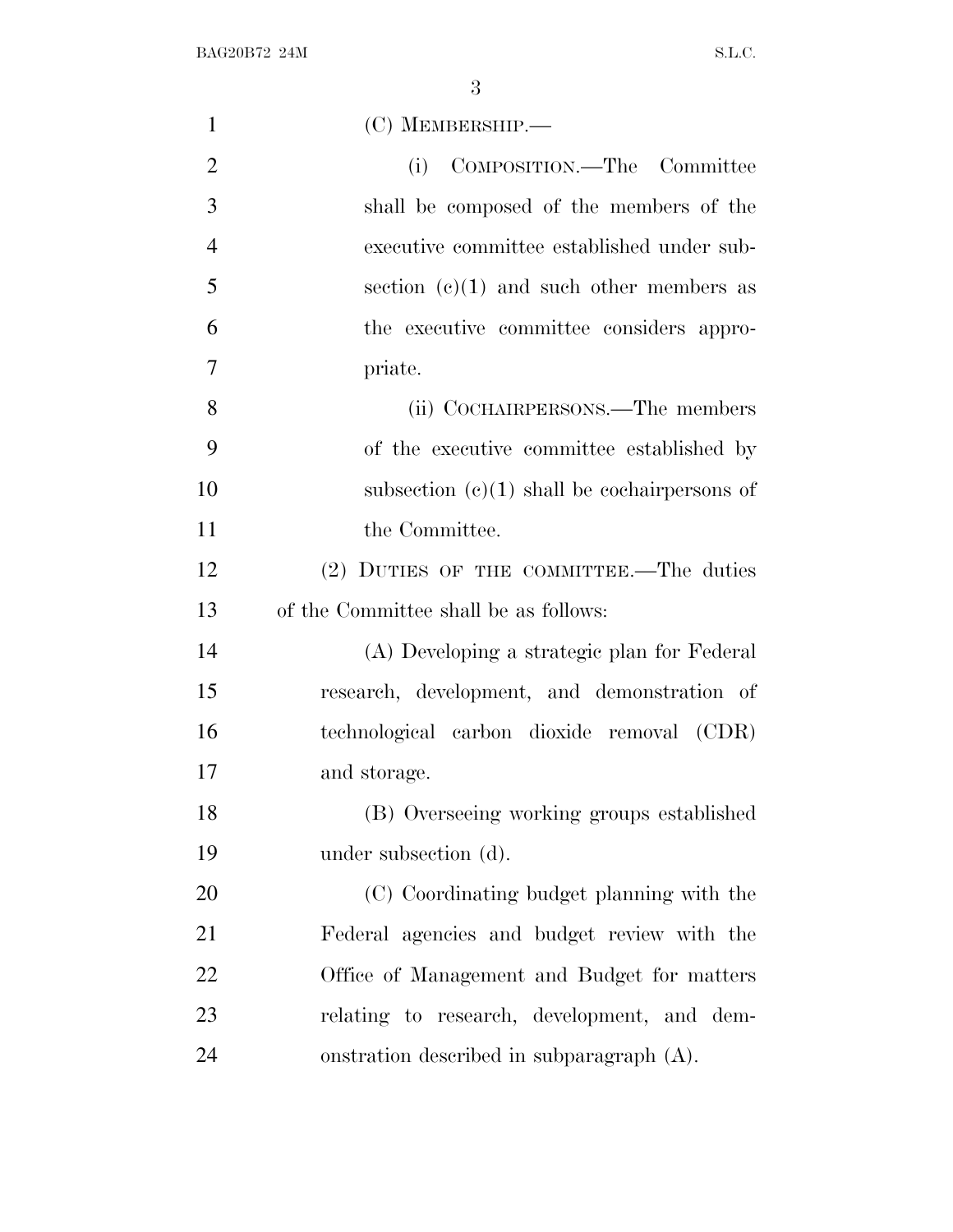(C) MEMBERSHIP.—

(i) COMPOSITION.—The Committee shall be composed of the members of the executive committee established under subsection (c)(1) and such other members as the executive committee considers appropriate.

(ii) COCHAIRPERSONS.—The members of the executive committee established by subsection (c)(1) shall be cochairpersons of the Committee.

(2) DUTIES OF THE COMMITTEE.—The duties of the Committee shall be as follows:

(A) Developing a strategic plan for Federal research, development, and demonstration of technological carbon dioxide removal (CDR) and storage.

(B) Overseeing working groups established under subsection (d).

(C) Coordinating budget planning with the Federal agencies and budget review with the Office of Management and Budget for matters relating to research, development, and demonstration described in subparagraph (A).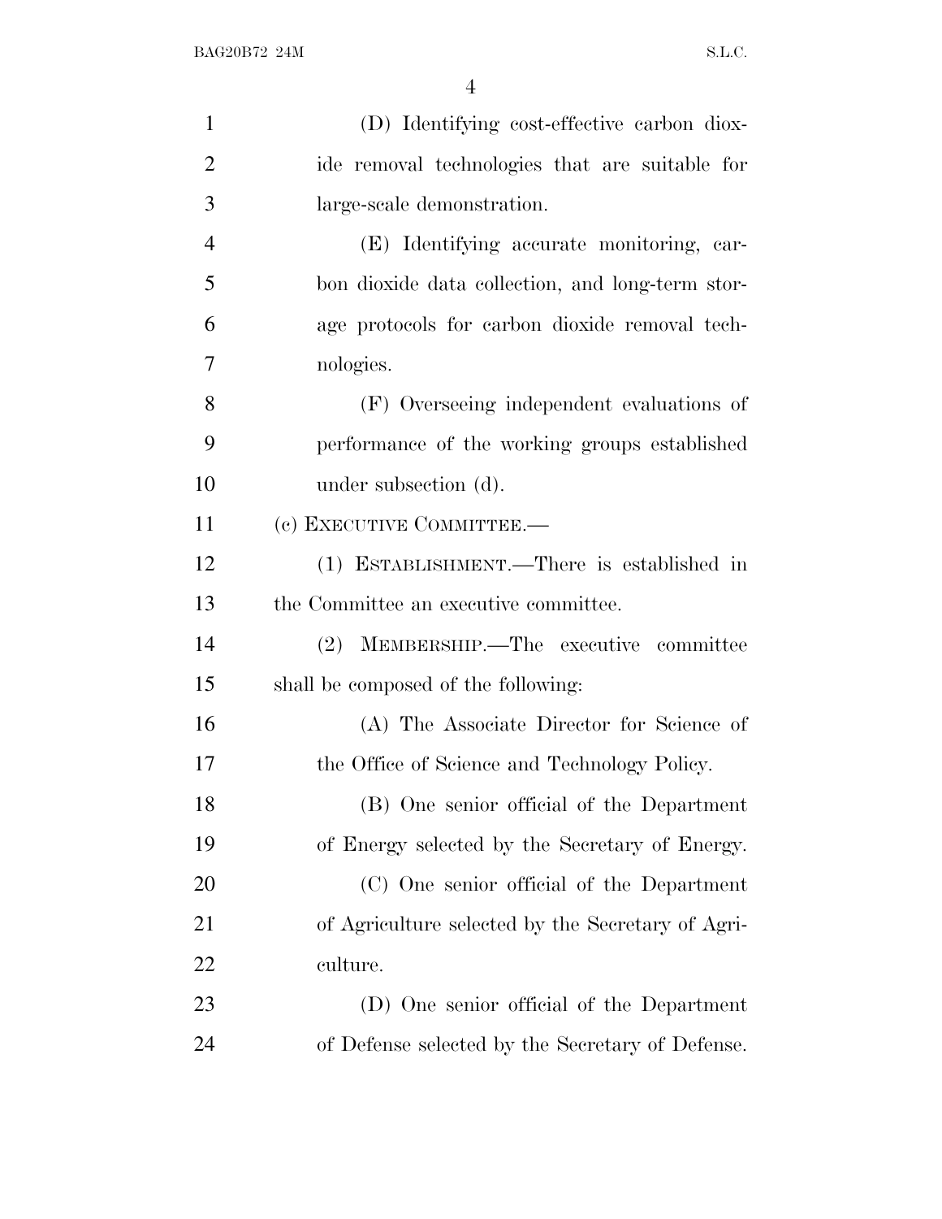(D) Identifying cost-effective carbon dioxide removal technologies that are suitable for large-scale demonstration.

(E) Identifying accurate monitoring, carbon dioxide data collection, and long-term storage protocols for carbon dioxide removal technologies.

(F) Overseeing independent evaluations of performance of the working groups established under subsection (d).

(c) EXECUTIVE COMMITTEE.—

(1) ESTABLISHMENT.—There is established in the Committee an executive committee.

(2) MEMBERSHIP.—The executive committee shall be composed of the following:

(A) The Associate Director for Science of the Office of Science and Technology Policy.

(B) One senior official of the Department of Energy selected by the Secretary of Energy.

(C) One senior official of the Department of Agriculture selected by the Secretary of Agriculture.

(D) One senior official of the Department of Defense selected by the Secretary of Defense.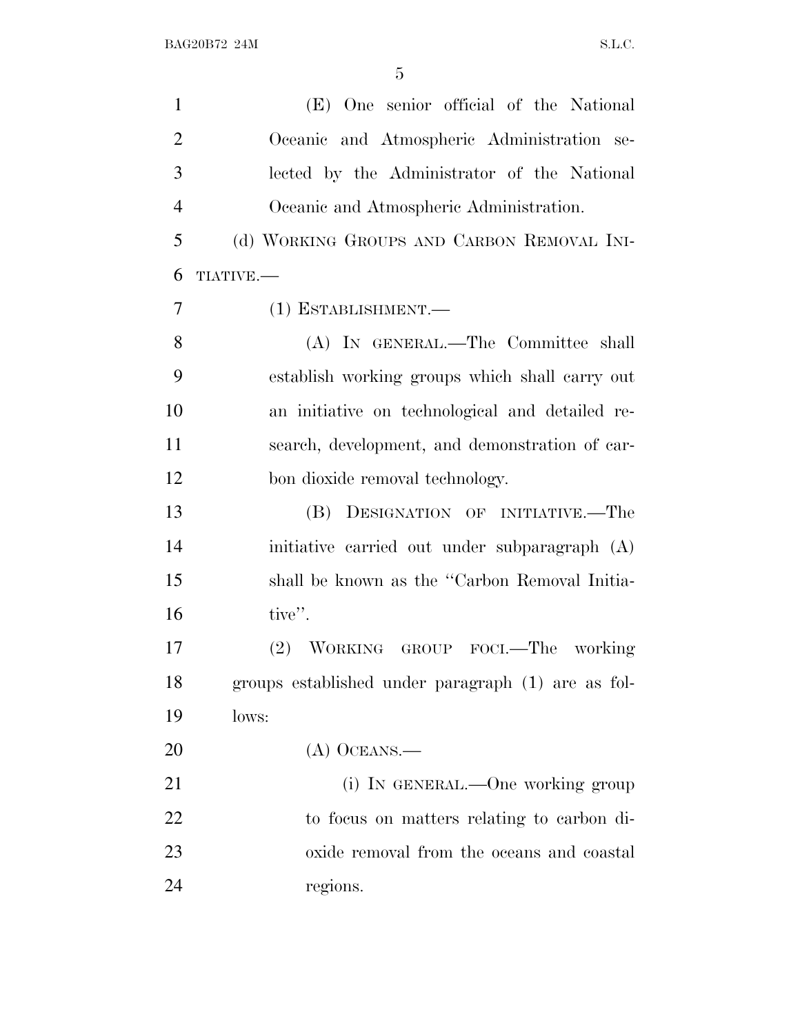(E) One senior official of the National Oceanic and Atmospheric Administration selected by the Administrator of the National Oceanic and Atmospheric Administration.

(d) WORKING GROUPS AND CARBON REMOVAL INITIATIVE.—

(1) ESTABLISHMENT.—

(A) IN GENERAL.—The Committee shall establish working groups which shall carry out an initiative on technological and detailed research, development, and demonstration of carbon dioxide removal technology.

(B) DESIGNATION OF INITIATIVE.—The initiative carried out under subparagraph (A) shall be known as the "Carbon Removal Initiative".

(2) WORKING GROUP FOCI.—The working groups established under paragraph (1) are as follows:

(A) OCEANS.—

(i) IN GENERAL.—One working group to focus on matters relating to carbon dioxide removal from the oceans and coastal regions.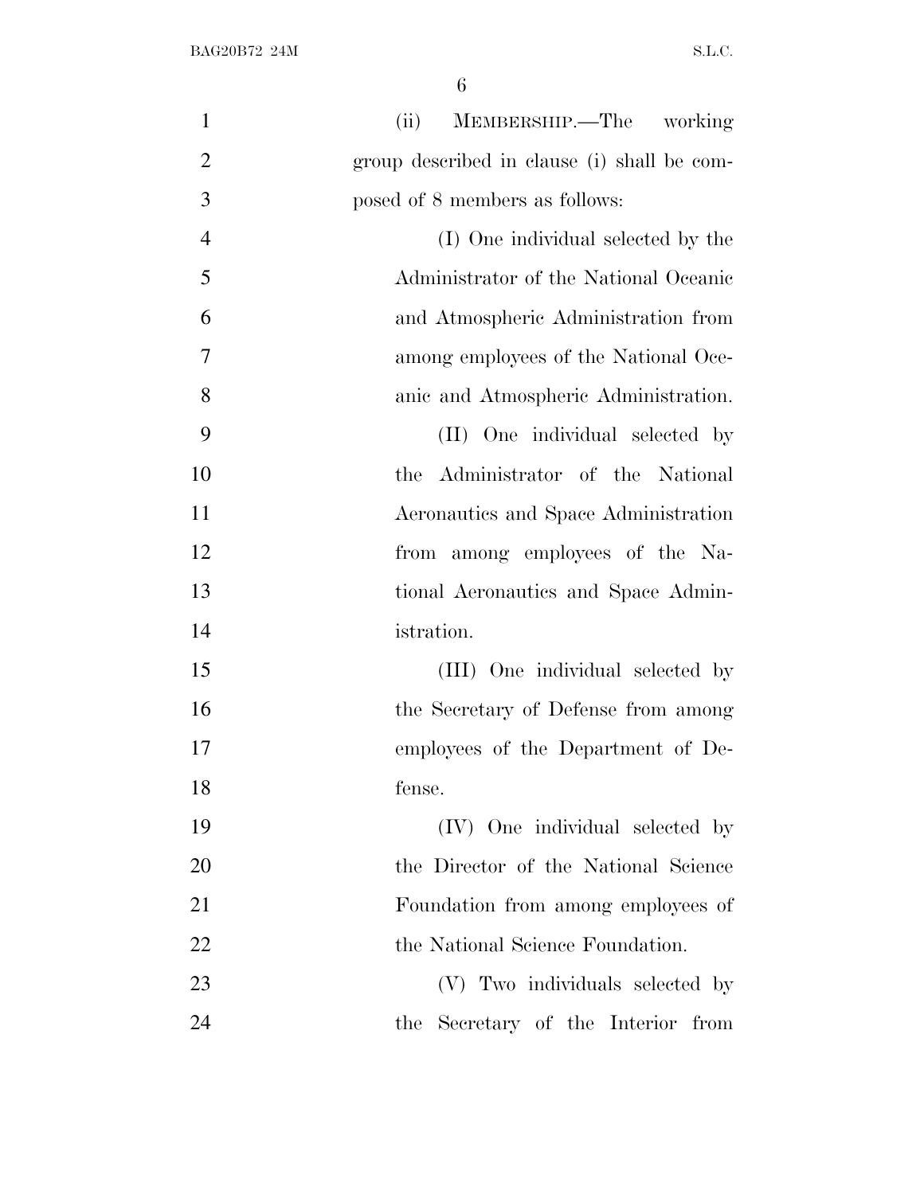(ii) MEMBERSHIP.—The working group described in clause (i) shall be composed of 8 members as follows:

(I) One individual selected by the Administrator of the National Oceanic and Atmospheric Administration from among employees of the National Oceanic and Atmospheric Administration.

(II) One individual selected by the Administrator of the National Aeronautics and Space Administration from among employees of the National Aeronautics and Space Administration.

(III) One individual selected by the Secretary of Defense from among employees of the Department of Defense.

(IV) One individual selected by the Director of the National Science Foundation from among employees of the National Science Foundation.

(V) Two individuals selected by the Secretary of the Interior from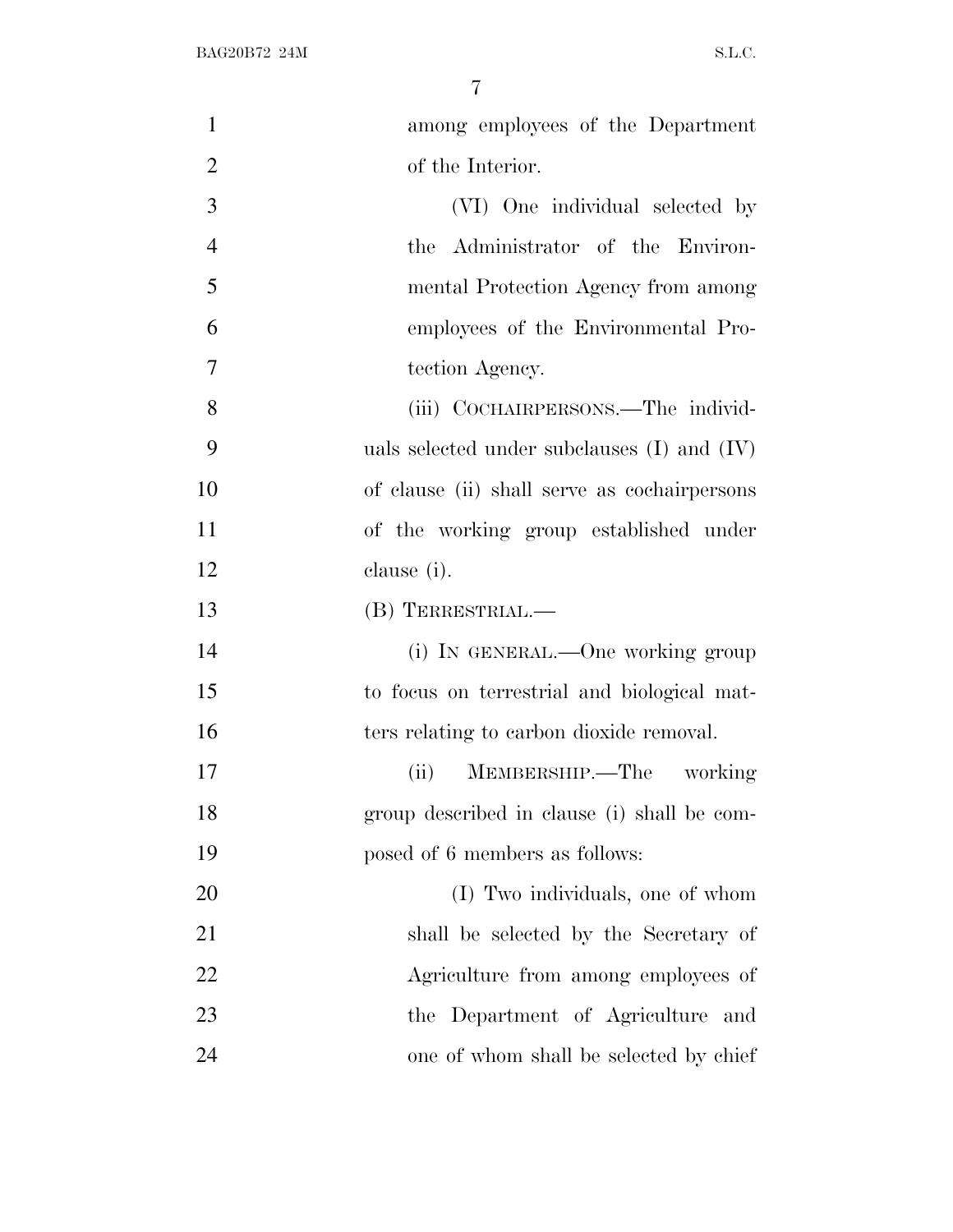among employees of the Department of the Interior.

(VI) One individual selected by the Administrator of the Environmental Protection Agency from among employees of the Environmental Protection Agency.

(iii) COCHAIRPERSONS.—The individuals selected under subclauses (I) and (IV) of clause (ii) shall serve as cochairpersons of the working group established under clause (i).

(B) TERRESTRIAL.—

(i) IN GENERAL.—One working group to focus on terrestrial and biological matters relating to carbon dioxide removal.

(ii) MEMBERSHIP.—The working group described in clause (i) shall be composed of 6 members as follows:

(I) Two individuals, one of whom shall be selected by the Secretary of Agriculture from among employees of the Department of Agriculture and one of whom shall be selected by chief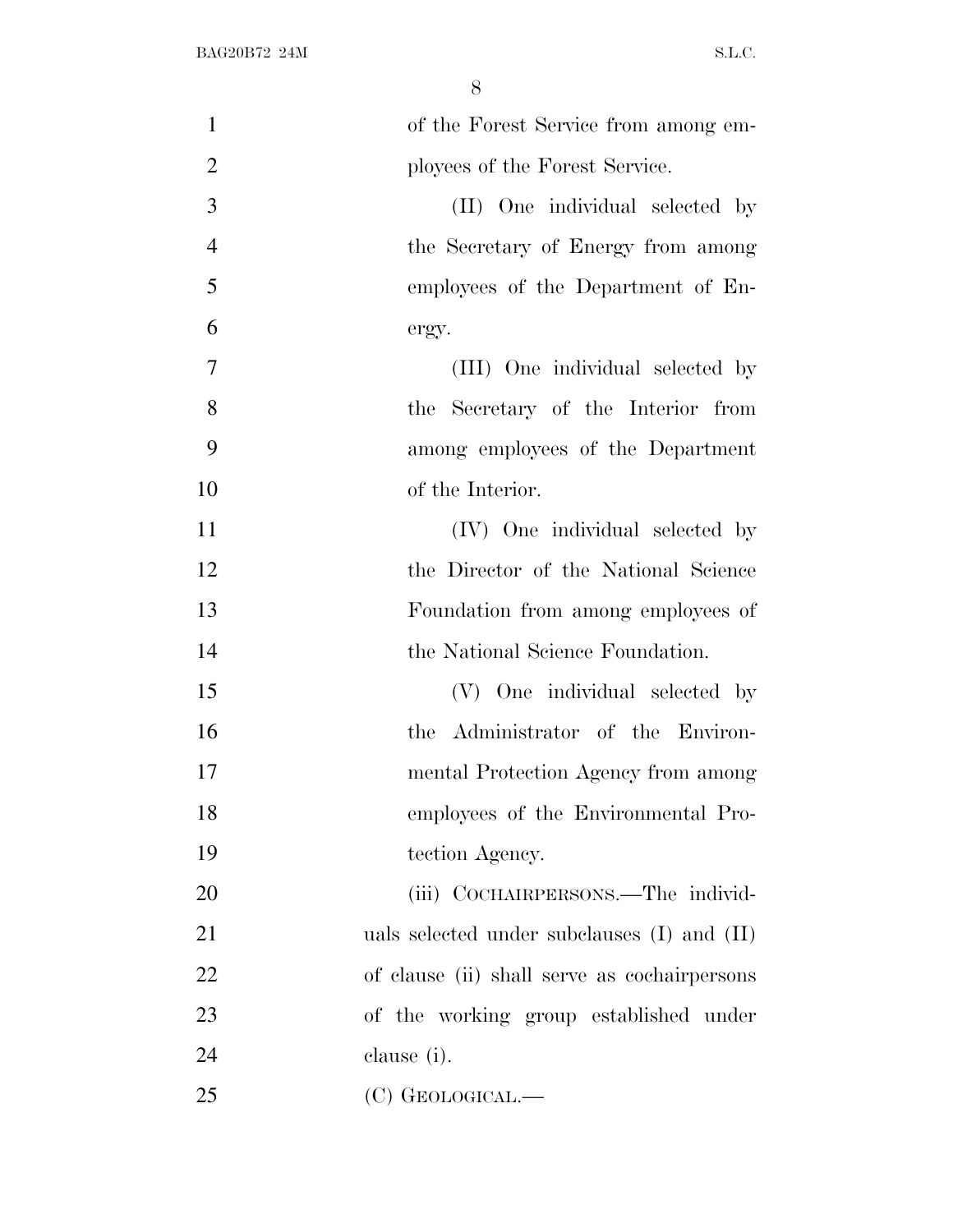of the Forest Service from among employees of the Forest Service.

(II) One individual selected by the Secretary of Energy from among employees of the Department of Energy.

(III) One individual selected by the Secretary of the Interior from among employees of the Department of the Interior.

(IV) One individual selected by the Director of the National Science Foundation from among employees of the National Science Foundation.

(V) One individual selected by the Administrator of the Environmental Protection Agency from among employees of the Environmental Protection Agency.

(iii) COCHAIRPERSONS.—The individuals selected under subclauses (I) and (II) of clause (ii) shall serve as cochairpersons of the working group established under clause (i).

(C) GEOLOGICAL.—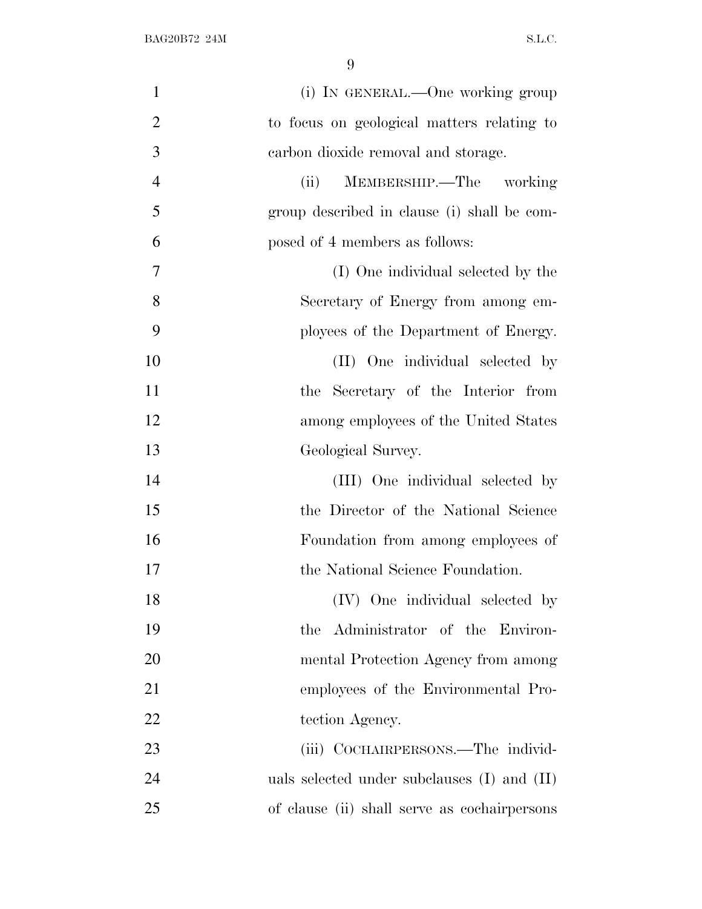(i) IN GENERAL.—One working group to focus on geological matters relating to carbon dioxide removal and storage.

(ii) MEMBERSHIP.—The working group described in clause (i) shall be composed of 4 members as follows:

(I) One individual selected by the Secretary of Energy from among employees of the Department of Energy.

(II) One individual selected by the Secretary of the Interior from among employees of the United States Geological Survey.

(III) One individual selected by the Director of the National Science Foundation from among employees of the National Science Foundation.

(IV) One individual selected by the Administrator of the Environmental Protection Agency from among employees of the Environmental Protection Agency.

(iii) COCHAIRPERSONS.—The individuals selected under subclauses (I) and (II) of clause (ii) shall serve as cochairpersons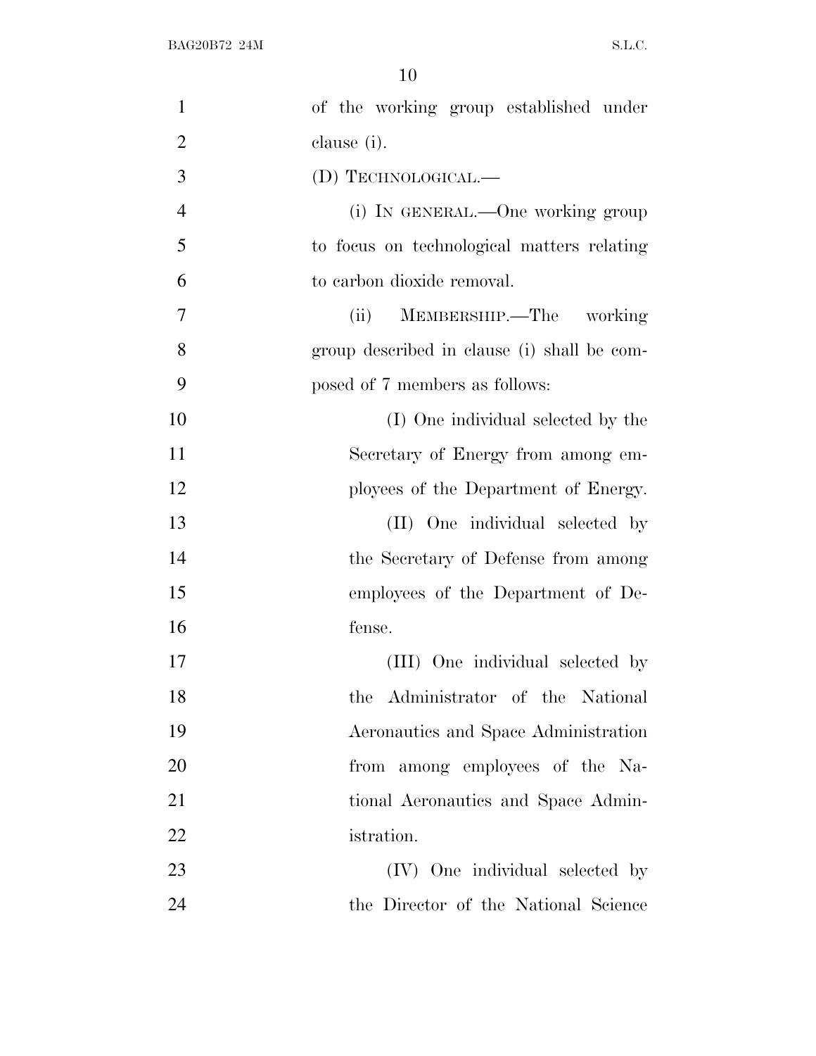of the working group established under clause (i).

(D) TECHNOLOGICAL.—

(i) IN GENERAL.—One working group to focus on technological matters relating to carbon dioxide removal.

(ii) MEMBERSHIP.—The working group described in clause (i) shall be composed of 7 members as follows:

(I) One individual selected by the Secretary of Energy from among employees of the Department of Energy.

(II) One individual selected by the Secretary of Defense from among employees of the Department of Defense.

(III) One individual selected by the Administrator of the National Aeronautics and Space Administration from among employees of the National Aeronautics and Space Administration.

(IV) One individual selected by the Director of the National Science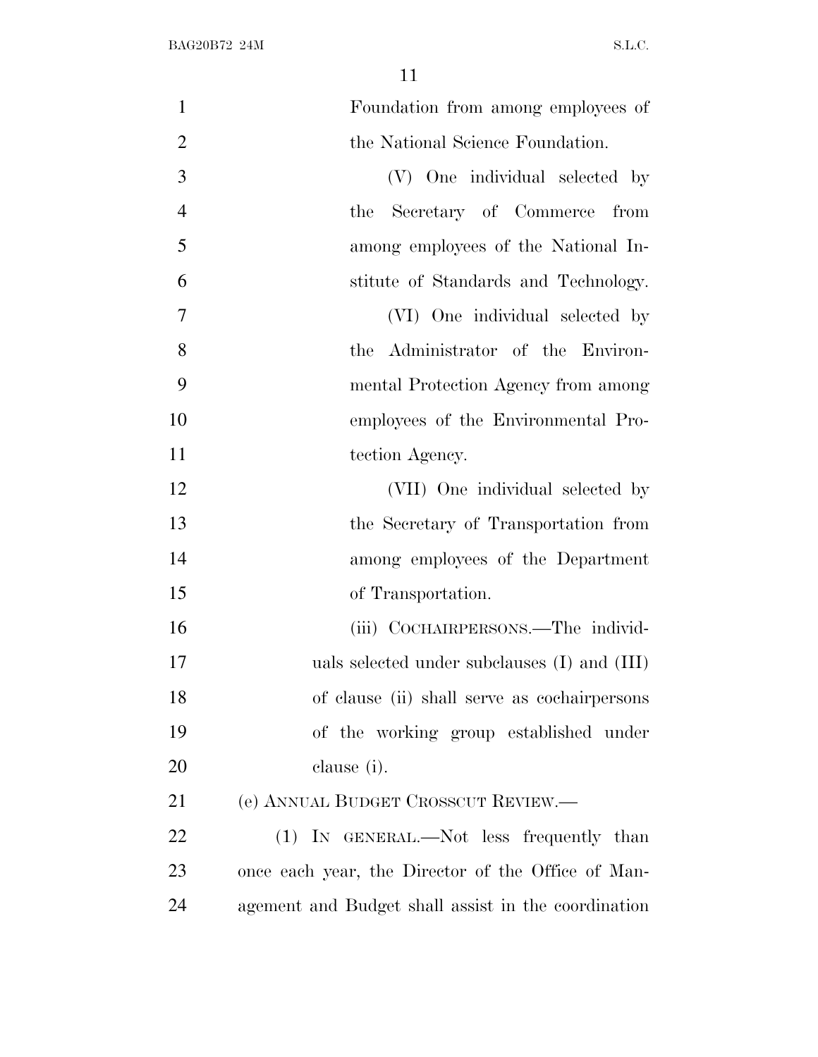Foundation from among employees of the National Science Foundation.

(V) One individual selected by the Secretary of Commerce from among employees of the National Institute of Standards and Technology.

(VI) One individual selected by the Administrator of the Environmental Protection Agency from among employees of the Environmental Protection Agency.

(VII) One individual selected by the Secretary of Transportation from among employees of the Department of Transportation.

(iii) COCHAIRPERSONS.—The individuals selected under subclauses (I) and (III) of clause (ii) shall serve as cochairpersons of the working group established under clause (i).

(e) ANNUAL BUDGET CROSSCUT REVIEW.—

(1) IN GENERAL.—Not less frequently than once each year, the Director of the Office of Management and Budget shall assist in the coordination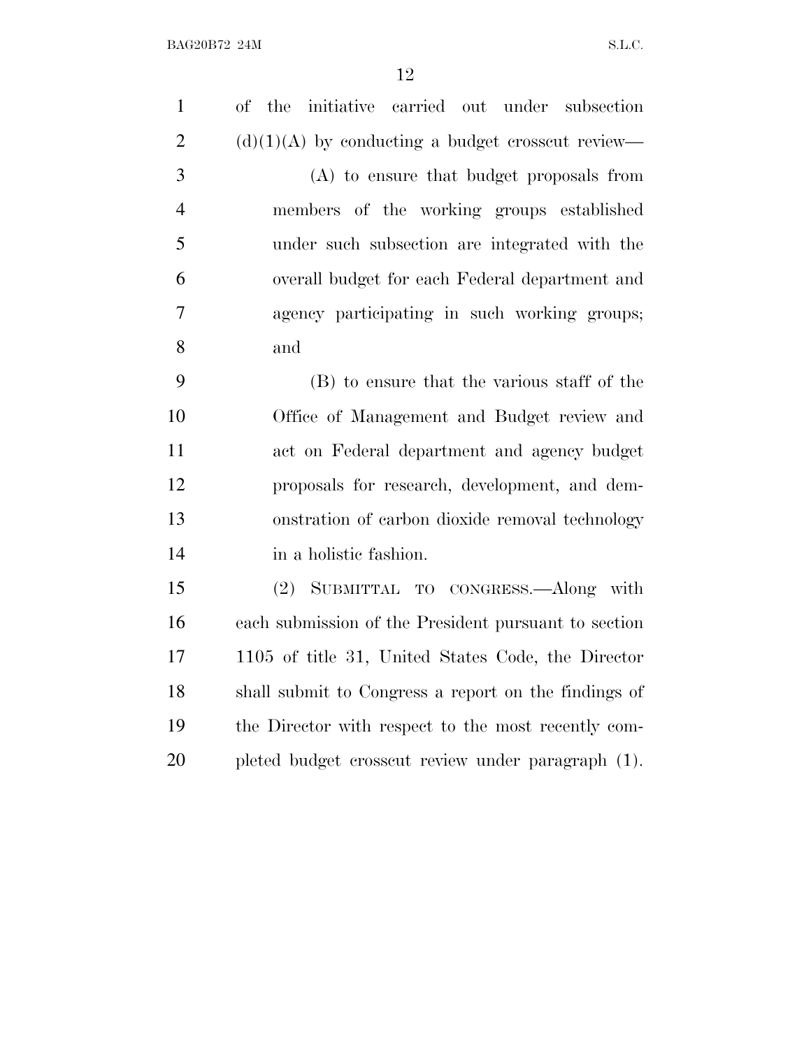of the initiative carried out under subsection (d)(1)(A) by conducting a budget crosscut review—

(A) to ensure that budget proposals from members of the working groups established under such subsection are integrated with the overall budget for each Federal department and agency participating in such working groups; and

(B) to ensure that the various staff of the Office of Management and Budget review and act on Federal department and agency budget proposals for research, development, and demonstration of carbon dioxide removal technology in a holistic fashion.

(2) SUBMITTAL TO CONGRESS.—Along with each submission of the President pursuant to section 1105 of title 31, United States Code, the Director shall submit to Congress a report on the findings of the Director with respect to the most recently completed budget crosscut review under paragraph (1).